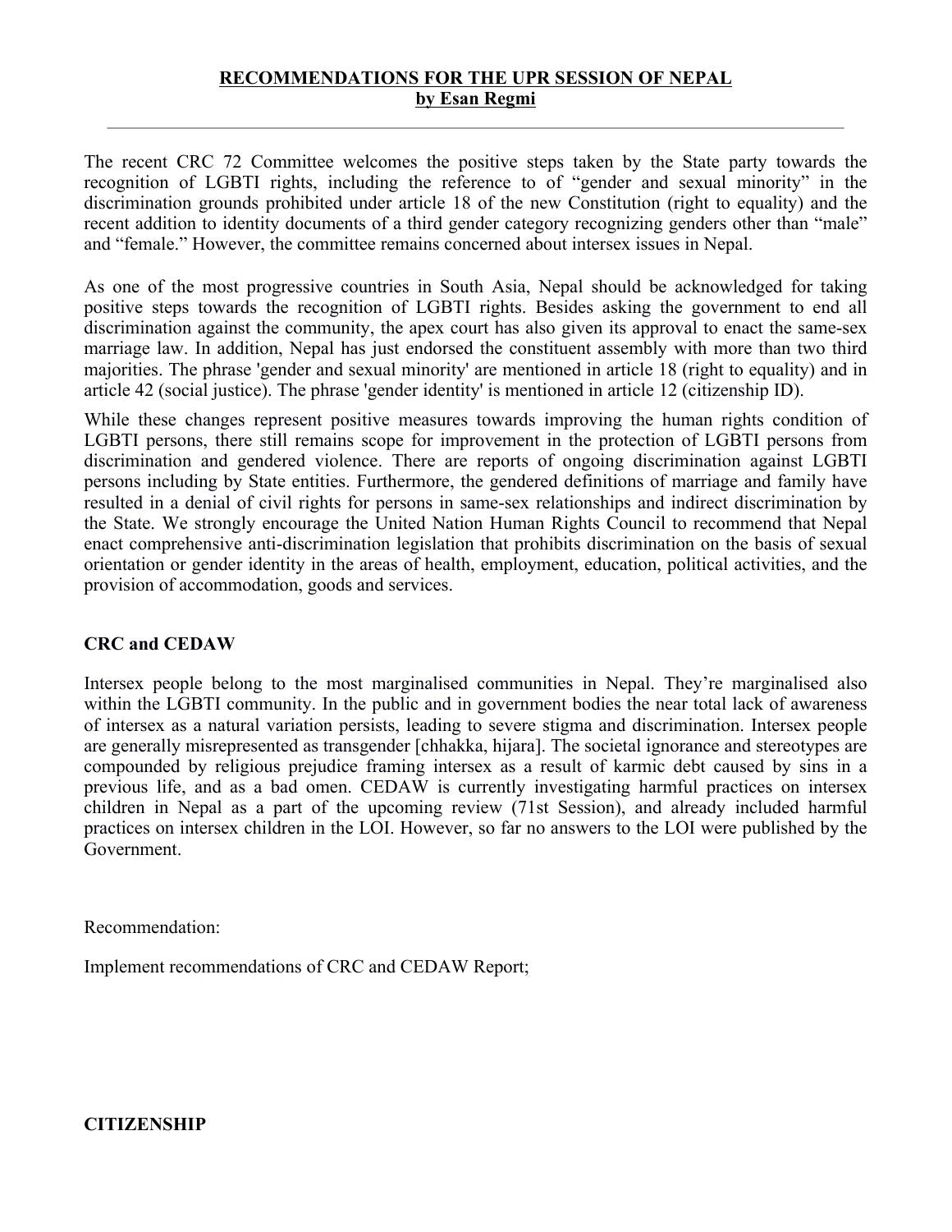# RECOMMENDATIONS FOR THE UPR SESSION OF NEPAL
## by Esan Regmi

---

The recent CRC 72 Committee welcomes the positive steps taken by the State party towards the recognition of LGBTI rights, including the reference to of "gender and sexual minority" in the discrimination grounds prohibited under article 18 of the new Constitution (right to equality) and the recent addition to identity documents of a third gender category recognizing genders other than "male" and "female." However, the committee remains concerned about intersex issues in Nepal.

As one of the most progressive countries in South Asia, Nepal should be acknowledged for taking positive steps towards the recognition of LGBTI rights. Besides asking the government to end all discrimination against the community, the apex court has also given its approval to enact the same-sex marriage law. In addition, Nepal has just endorsed the constituent assembly with more than two third majorities. The phrase 'gender and sexual minority' are mentioned in article 18 (right to equality) and in article 42 (social justice). The phrase 'gender identity' is mentioned in article 12 (citizenship ID).

While these changes represent positive measures towards improving the human rights condition of LGBTI persons, there still remains scope for improvement in the protection of LGBTI persons from discrimination and gendered violence. There are reports of ongoing discrimination against LGBTI persons including by State entities. Furthermore, the gendered definitions of marriage and family have resulted in a denial of civil rights for persons in same-sex relationships and indirect discrimination by the State. We strongly encourage the United Nation Human Rights Council to recommend that Nepal enact comprehensive anti-discrimination legislation that prohibits discrimination on the basis of sexual orientation or gender identity in the areas of health, employment, education, political activities, and the provision of accommodation, goods and services.

**CRC and CEDAW**

Intersex people belong to the most marginalised communities in Nepal. They're marginalised also within the LGBTI community. In the public and in government bodies the near total lack of awareness of intersex as a natural variation persists, leading to severe stigma and discrimination. Intersex people are generally misrepresented as transgender [chhakka, hijara]. The societal ignorance and stereotypes are compounded by religious prejudice framing intersex as a result of karmic debt caused by sins in a previous life, and as a bad omen. CEDAW is currently investigating harmful practices on intersex children in Nepal as a part of the upcoming review (71st Session), and already included harmful practices on intersex children in the LOI. However, so far no answers to the LOI were published by the Government.

Recommendation:

Implement recommendations of CRC and CEDAW Report;

**CITIZENSHIP**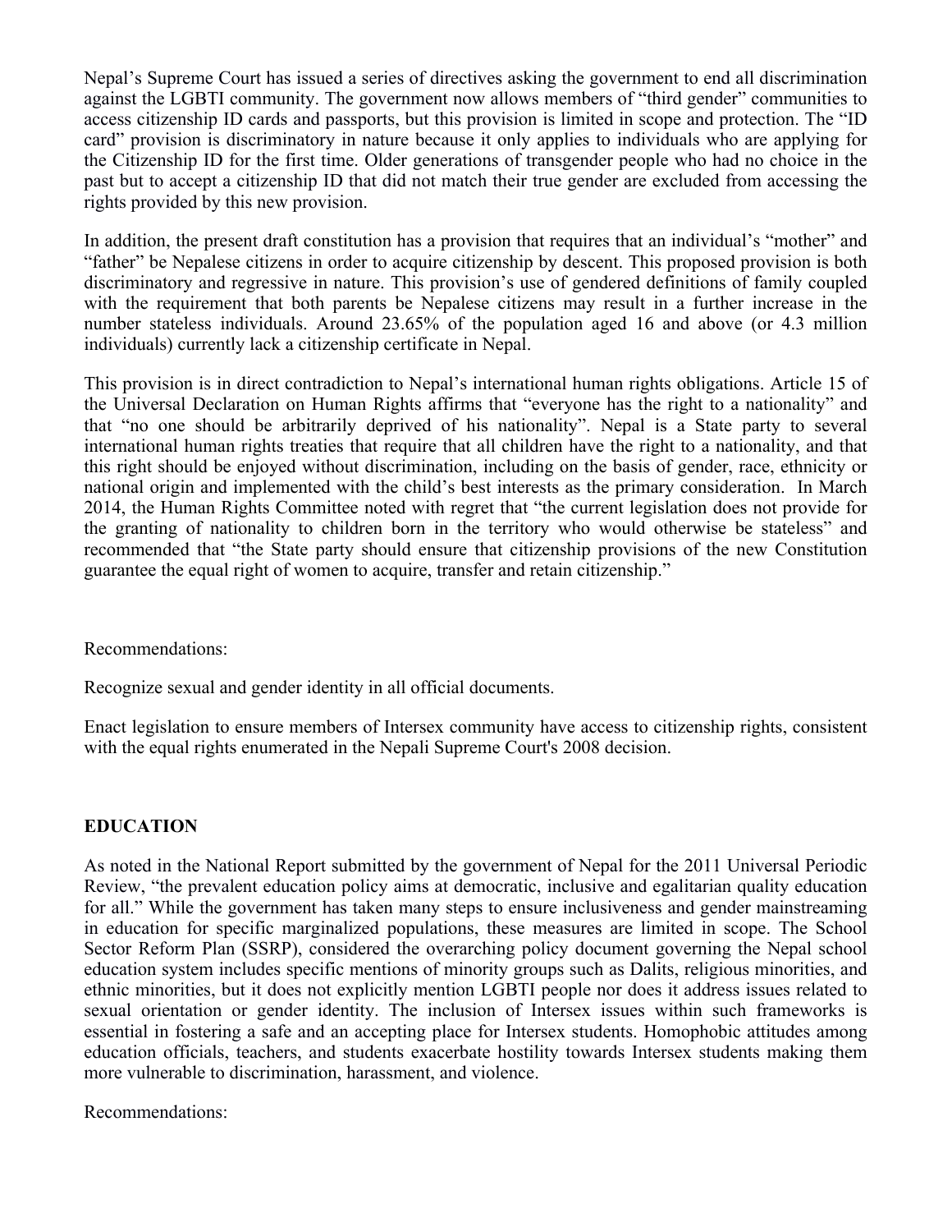Nepal's Supreme Court has issued a series of directives asking the government to end all discrimination against the LGBTI community. The government now allows members of "third gender" communities to access citizenship ID cards and passports, but this provision is limited in scope and protection. The "ID card" provision is discriminatory in nature because it only applies to individuals who are applying for the Citizenship ID for the first time. Older generations of transgender people who had no choice in the past but to accept a citizenship ID that did not match their true gender are excluded from accessing the rights provided by this new provision.

In addition, the present draft constitution has a provision that requires that an individual's "mother" and "father" be Nepalese citizens in order to acquire citizenship by descent. This proposed provision is both discriminatory and regressive in nature. This provision's use of gendered definitions of family coupled with the requirement that both parents be Nepalese citizens may result in a further increase in the number stateless individuals. Around 23.65% of the population aged 16 and above (or 4.3 million individuals) currently lack a citizenship certificate in Nepal.

This provision is in direct contradiction to Nepal's international human rights obligations. Article 15 of the Universal Declaration on Human Rights affirms that "everyone has the right to a nationality" and that "no one should be arbitrarily deprived of his nationality". Nepal is a State party to several international human rights treaties that require that all children have the right to a nationality, and that this right should be enjoyed without discrimination, including on the basis of gender, race, ethnicity or national origin and implemented with the child's best interests as the primary consideration. In March 2014, the Human Rights Committee noted with regret that "the current legislation does not provide for the granting of nationality to children born in the territory who would otherwise be stateless" and recommended that "the State party should ensure that citizenship provisions of the new Constitution guarantee the equal right of women to acquire, transfer and retain citizenship."

Recommendations:

Recognize sexual and gender identity in all official documents.

Enact legislation to ensure members of Intersex community have access to citizenship rights, consistent with the equal rights enumerated in the Nepali Supreme Court's 2008 decision.

## EDUCATION

As noted in the National Report submitted by the government of Nepal for the 2011 Universal Periodic Review, "the prevalent education policy aims at democratic, inclusive and egalitarian quality education for all." While the government has taken many steps to ensure inclusiveness and gender mainstreaming in education for specific marginalized populations, these measures are limited in scope. The School Sector Reform Plan (SSRP), considered the overarching policy document governing the Nepal school education system includes specific mentions of minority groups such as Dalits, religious minorities, and ethnic minorities, but it does not explicitly mention LGBTI people nor does it address issues related to sexual orientation or gender identity. The inclusion of Intersex issues within such frameworks is essential in fostering a safe and an accepting place for Intersex students. Homophobic attitudes among education officials, teachers, and students exacerbate hostility towards Intersex students making them more vulnerable to discrimination, harassment, and violence.

Recommendations: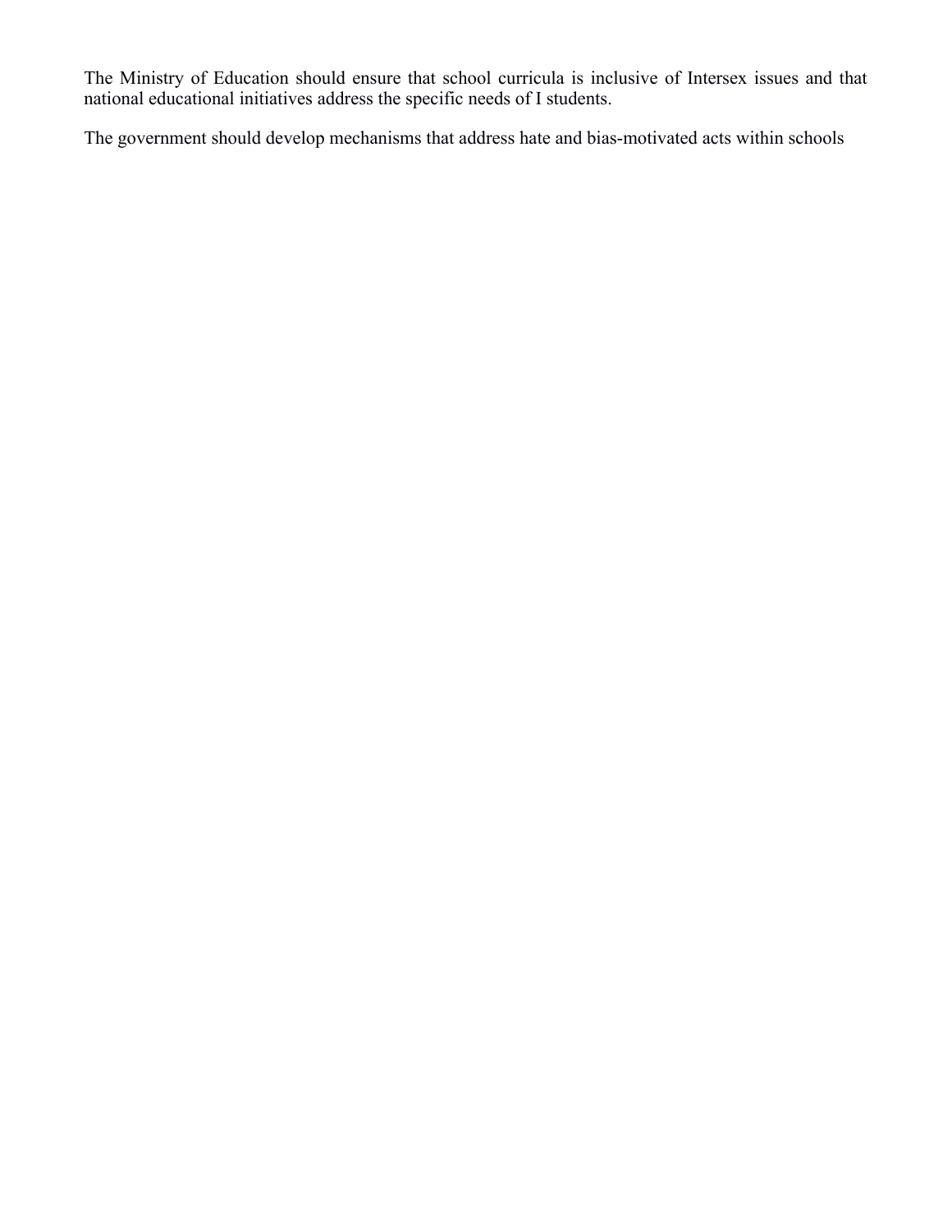The Ministry of Education should ensure that school curricula is inclusive of Intersex issues and that national educational initiatives address the specific needs of I students.

The government should develop mechanisms that address hate and bias-motivated acts within schools